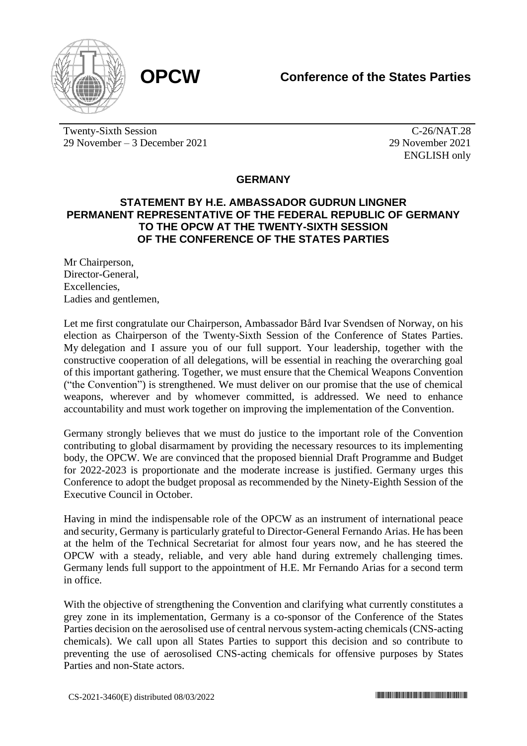**OPCW** **Conference of the States Parties**

Twenty-Sixth Session
29 November – 3 December 2021

C-26/NAT.28
29 November 2021
ENGLISH only

## GERMANY

### STATEMENT BY H.E. AMBASSADOR GUDRUN LINGNER PERMANENT REPRESENTATIVE OF THE FEDERAL REPUBLIC OF GERMANY TO THE OPCW AT THE TWENTY-SIXTH SESSION OF THE CONFERENCE OF THE STATES PARTIES

Mr Chairperson,
Director-General,
Excellencies,
Ladies and gentlemen,

Let me first congratulate our Chairperson, Ambassador Bård Ivar Svendsen of Norway, on his election as Chairperson of the Twenty-Sixth Session of the Conference of States Parties. My delegation and I assure you of our full support. Your leadership, together with the constructive cooperation of all delegations, will be essential in reaching the overarching goal of this important gathering. Together, we must ensure that the Chemical Weapons Convention ("the Convention") is strengthened. We must deliver on our promise that the use of chemical weapons, wherever and by whomever committed, is addressed. We need to enhance accountability and must work together on improving the implementation of the Convention.

Germany strongly believes that we must do justice to the important role of the Convention contributing to global disarmament by providing the necessary resources to its implementing body, the OPCW. We are convinced that the proposed biennial Draft Programme and Budget for 2022-2023 is proportionate and the moderate increase is justified. Germany urges this Conference to adopt the budget proposal as recommended by the Ninety-Eighth Session of the Executive Council in October.

Having in mind the indispensable role of the OPCW as an instrument of international peace and security, Germany is particularly grateful to Director-General Fernando Arias. He has been at the helm of the Technical Secretariat for almost four years now, and he has steered the OPCW with a steady, reliable, and very able hand during extremely challenging times. Germany lends full support to the appointment of H.E. Mr Fernando Arias for a second term in office.

With the objective of strengthening the Convention and clarifying what currently constitutes a grey zone in its implementation, Germany is a co-sponsor of the Conference of the States Parties decision on the aerosolised use of central nervous system-acting chemicals (CNS-acting chemicals). We call upon all States Parties to support this decision and so contribute to preventing the use of aerosolised CNS-acting chemicals for offensive purposes by States Parties and non-State actors.

CS-2021-3460(E) distributed 08/03/2022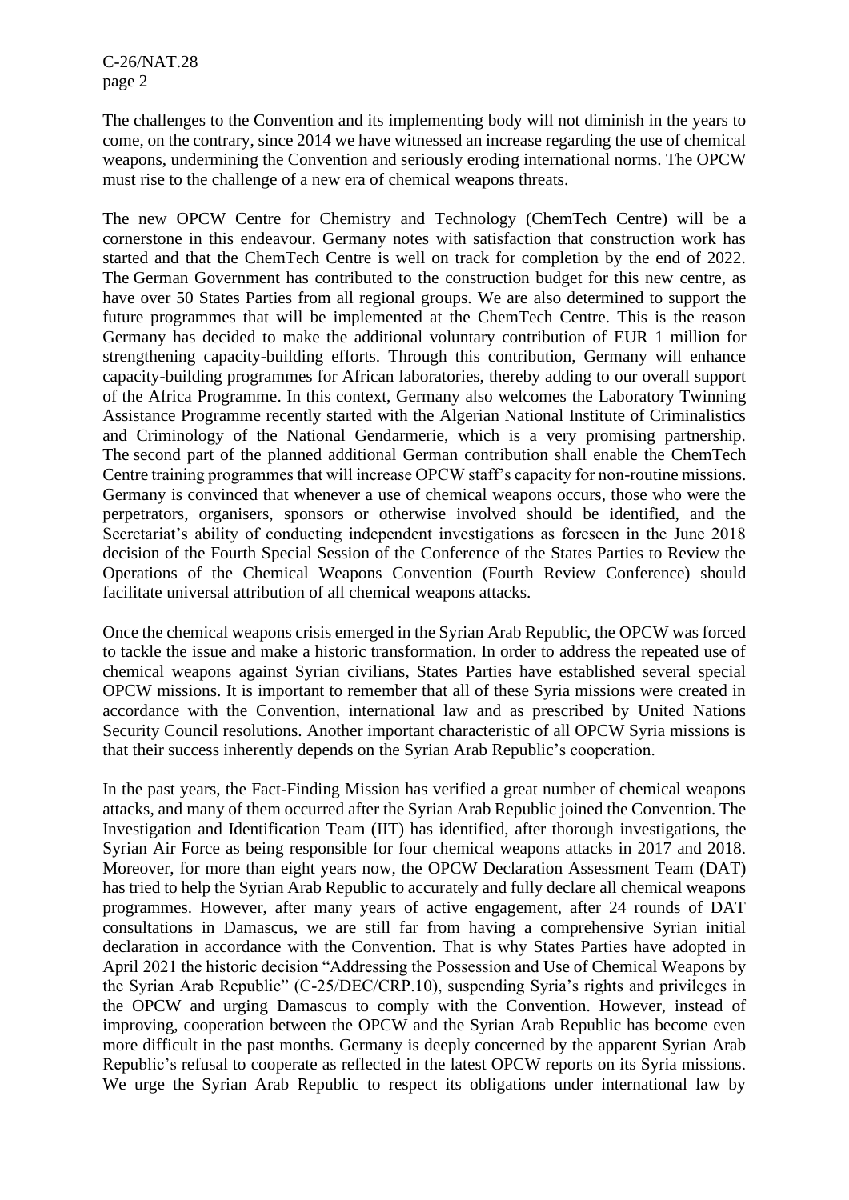The challenges to the Convention and its implementing body will not diminish in the years to come, on the contrary, since 2014 we have witnessed an increase regarding the use of chemical weapons, undermining the Convention and seriously eroding international norms. The OPCW must rise to the challenge of a new era of chemical weapons threats.

The new OPCW Centre for Chemistry and Technology (ChemTech Centre) will be a cornerstone in this endeavour. Germany notes with satisfaction that construction work has started and that the ChemTech Centre is well on track for completion by the end of 2022. The German Government has contributed to the construction budget for this new centre, as have over 50 States Parties from all regional groups. We are also determined to support the future programmes that will be implemented at the ChemTech Centre. This is the reason Germany has decided to make the additional voluntary contribution of EUR 1 million for strengthening capacity-building efforts. Through this contribution, Germany will enhance capacity-building programmes for African laboratories, thereby adding to our overall support of the Africa Programme. In this context, Germany also welcomes the Laboratory Twinning Assistance Programme recently started with the Algerian National Institute of Criminalistics and Criminology of the National Gendarmerie, which is a very promising partnership. The second part of the planned additional German contribution shall enable the ChemTech Centre training programmes that will increase OPCW staff's capacity for non-routine missions. Germany is convinced that whenever a use of chemical weapons occurs, those who were the perpetrators, organisers, sponsors or otherwise involved should be identified, and the Secretariat's ability of conducting independent investigations as foreseen in the June 2018 decision of the Fourth Special Session of the Conference of the States Parties to Review the Operations of the Chemical Weapons Convention (Fourth Review Conference) should facilitate universal attribution of all chemical weapons attacks.

Once the chemical weapons crisis emerged in the Syrian Arab Republic, the OPCW was forced to tackle the issue and make a historic transformation. In order to address the repeated use of chemical weapons against Syrian civilians, States Parties have established several special OPCW missions. It is important to remember that all of these Syria missions were created in accordance with the Convention, international law and as prescribed by United Nations Security Council resolutions. Another important characteristic of all OPCW Syria missions is that their success inherently depends on the Syrian Arab Republic's cooperation.

In the past years, the Fact-Finding Mission has verified a great number of chemical weapons attacks, and many of them occurred after the Syrian Arab Republic joined the Convention. The Investigation and Identification Team (IIT) has identified, after thorough investigations, the Syrian Air Force as being responsible for four chemical weapons attacks in 2017 and 2018. Moreover, for more than eight years now, the OPCW Declaration Assessment Team (DAT) has tried to help the Syrian Arab Republic to accurately and fully declare all chemical weapons programmes. However, after many years of active engagement, after 24 rounds of DAT consultations in Damascus, we are still far from having a comprehensive Syrian initial declaration in accordance with the Convention. That is why States Parties have adopted in April 2021 the historic decision "Addressing the Possession and Use of Chemical Weapons by the Syrian Arab Republic" (C-25/DEC/CRP.10), suspending Syria's rights and privileges in the OPCW and urging Damascus to comply with the Convention. However, instead of improving, cooperation between the OPCW and the Syrian Arab Republic has become even more difficult in the past months. Germany is deeply concerned by the apparent Syrian Arab Republic's refusal to cooperate as reflected in the latest OPCW reports on its Syria missions. We urge the Syrian Arab Republic to respect its obligations under international law by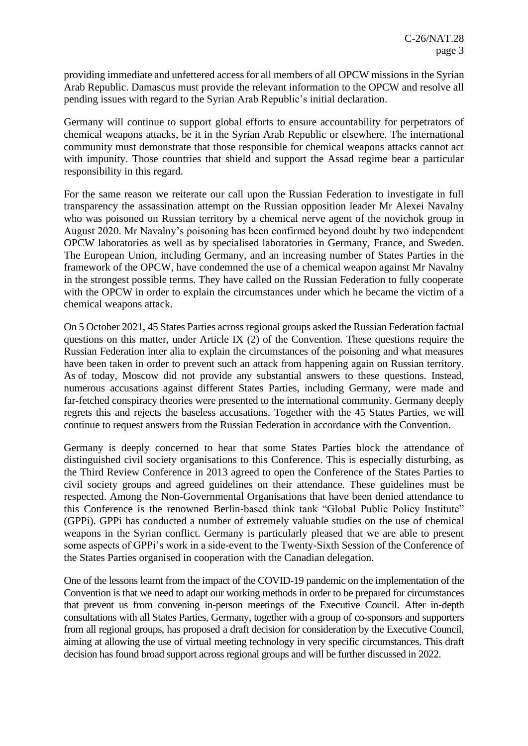providing immediate and unfettered access for all members of all OPCW missions in the Syrian Arab Republic. Damascus must provide the relevant information to the OPCW and resolve all pending issues with regard to the Syrian Arab Republic's initial declaration.

Germany will continue to support global efforts to ensure accountability for perpetrators of chemical weapons attacks, be it in the Syrian Arab Republic or elsewhere. The international community must demonstrate that those responsible for chemical weapons attacks cannot act with impunity. Those countries that shield and support the Assad regime bear a particular responsibility in this regard.

For the same reason we reiterate our call upon the Russian Federation to investigate in full transparency the assassination attempt on the Russian opposition leader Mr Alexei Navalny who was poisoned on Russian territory by a chemical nerve agent of the novichok group in August 2020. Mr Navalny's poisoning has been confirmed beyond doubt by two independent OPCW laboratories as well as by specialised laboratories in Germany, France, and Sweden. The European Union, including Germany, and an increasing number of States Parties in the framework of the OPCW, have condemned the use of a chemical weapon against Mr Navalny in the strongest possible terms. They have called on the Russian Federation to fully cooperate with the OPCW in order to explain the circumstances under which he became the victim of a chemical weapons attack.

On 5 October 2021, 45 States Parties across regional groups asked the Russian Federation factual questions on this matter, under Article IX (2) of the Convention. These questions require the Russian Federation inter alia to explain the circumstances of the poisoning and what measures have been taken in order to prevent such an attack from happening again on Russian territory. As of today, Moscow did not provide any substantial answers to these questions. Instead, numerous accusations against different States Parties, including Germany, were made and far-fetched conspiracy theories were presented to the international community. Germany deeply regrets this and rejects the baseless accusations. Together with the 45 States Parties, we will continue to request answers from the Russian Federation in accordance with the Convention.

Germany is deeply concerned to hear that some States Parties block the attendance of distinguished civil society organisations to this Conference. This is especially disturbing, as the Third Review Conference in 2013 agreed to open the Conference of the States Parties to civil society groups and agreed guidelines on their attendance. These guidelines must be respected. Among the Non-Governmental Organisations that have been denied attendance to this Conference is the renowned Berlin-based think tank "Global Public Policy Institute" (GPPi). GPPi has conducted a number of extremely valuable studies on the use of chemical weapons in the Syrian conflict. Germany is particularly pleased that we are able to present some aspects of GPPi's work in a side-event to the Twenty-Sixth Session of the Conference of the States Parties organised in cooperation with the Canadian delegation.

One of the lessons learnt from the impact of the COVID-19 pandemic on the implementation of the Convention is that we need to adapt our working methods in order to be prepared for circumstances that prevent us from convening in-person meetings of the Executive Council. After in-depth consultations with all States Parties, Germany, together with a group of co-sponsors and supporters from all regional groups, has proposed a draft decision for consideration by the Executive Council, aiming at allowing the use of virtual meeting technology in very specific circumstances. This draft decision has found broad support across regional groups and will be further discussed in 2022.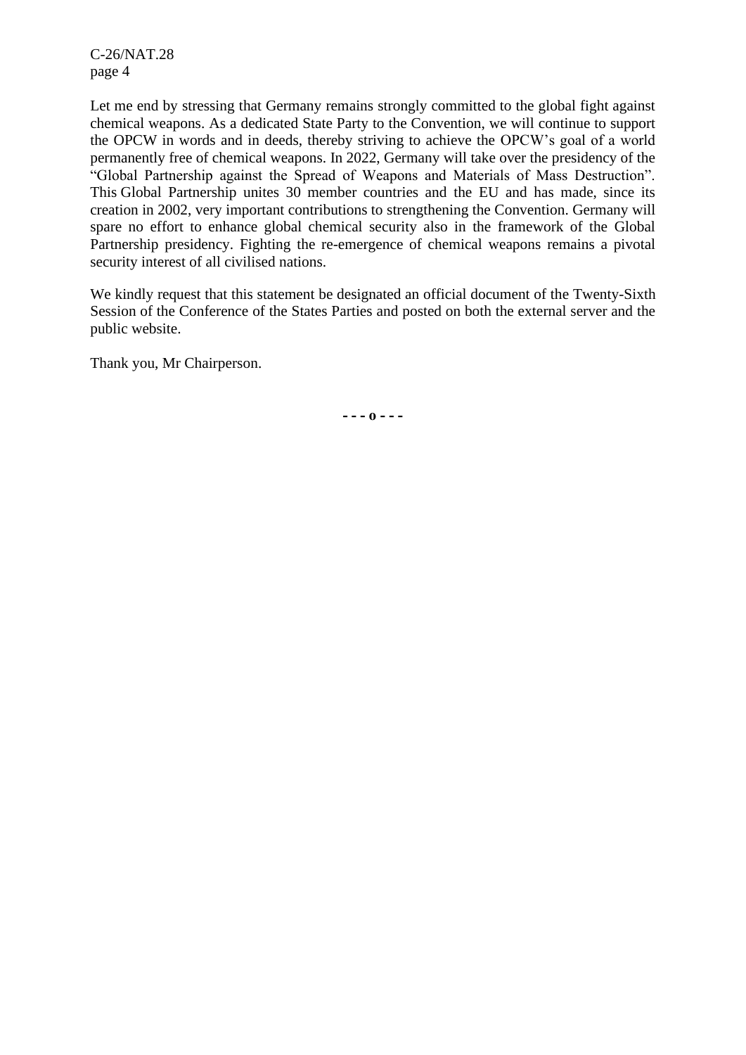Let me end by stressing that Germany remains strongly committed to the global fight against chemical weapons. As a dedicated State Party to the Convention, we will continue to support the OPCW in words and in deeds, thereby striving to achieve the OPCW's goal of a world permanently free of chemical weapons. In 2022, Germany will take over the presidency of the "Global Partnership against the Spread of Weapons and Materials of Mass Destruction". This Global Partnership unites 30 member countries and the EU and has made, since its creation in 2002, very important contributions to strengthening the Convention. Germany will spare no effort to enhance global chemical security also in the framework of the Global Partnership presidency. Fighting the re-emergence of chemical weapons remains a pivotal security interest of all civilised nations.

We kindly request that this statement be designated an official document of the Twenty-Sixth Session of the Conference of the States Parties and posted on both the external server and the public website.

Thank you, Mr Chairperson.

**- - - o - - -**